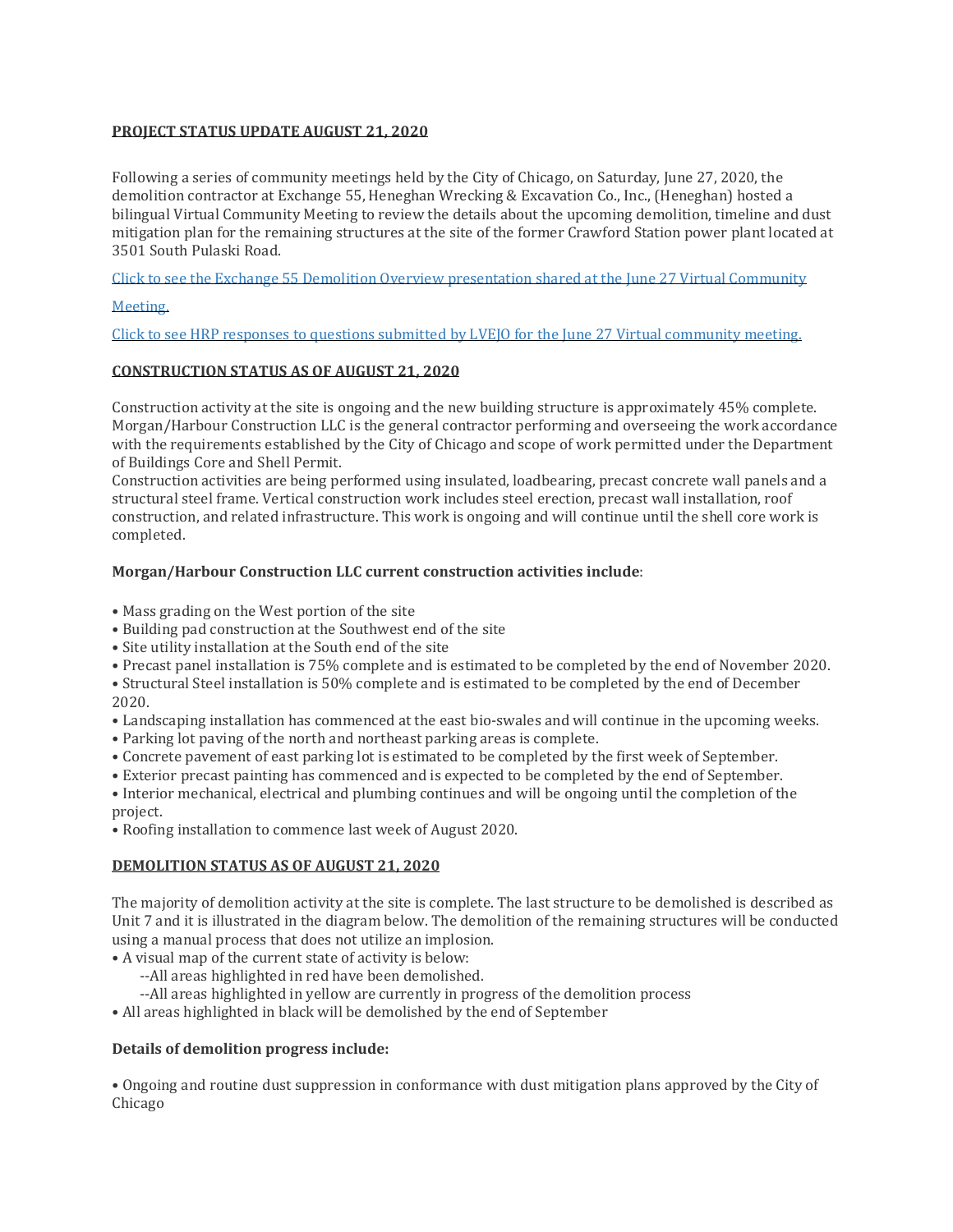## PROJECT STATUS UPDATE AUGUST 21, 2020

Following a series of community meetings held by the City of Chicago, on Saturday, June 27, 2020, the demolition contractor at Exchange 55, Heneghan Wrecking & Excavation Co., Inc., (Heneghan) hosted a bilingual Virtual Community Meeting to review the details about the upcoming demolition, timeline and dust mitigation plan for the remaining structures at the site of the former Crawford Station power plant located at 3501 South Pulaski Road.

Click to see the Exchange 55 Demolition Overview presentation shared at the June 27 Virtual Community Meeting.

Click to see HRP responses to questions submitted by LVEJO for the June 27 Virtual community meeting.

## CONSTRUCTION STATUS AS OF AUGUST 21, 2020

Construction activity at the site is ongoing and the new building structure is approximately 45% complete. Morgan/Harbour Construction LLC is the general contractor performing and overseeing the work accordance with the requirements established by the City of Chicago and scope of work permitted under the Department of Buildings Core and Shell Permit.

Construction activities are being performed using insulated, loadbearing, precast concrete wall panels and a structural steel frame. Vertical construction work includes steel erection, precast wall installation, roof construction, and related infrastructure. This work is ongoing and will continue until the shell core work is completed.

**Morgan/Harbour Construction LLC current construction activities include**:

- Mass grading on the West portion of the site
- Building pad construction at the Southwest end of the site
- Site utility installation at the South end of the site
- Precast panel installation is 75% complete and is estimated to be completed by the end of November 2020.
- Structural Steel installation is 50% complete and is estimated to be completed by the end of December 2020.
- Landscaping installation has commenced at the east bio-swales and will continue in the upcoming weeks.
- Parking lot paving of the north and northeast parking areas is complete.
- Concrete pavement of east parking lot is estimated to be completed by the first week of September.
- Exterior precast painting has commenced and is expected to be completed by the end of September.
- Interior mechanical, electrical and plumbing continues and will be ongoing until the completion of the project.
- Roofing installation to commence last week of August 2020.

## DEMOLITION STATUS AS OF AUGUST 21, 2020

The majority of demolition activity at the site is complete. The last structure to be demolished is described as Unit 7 and it is illustrated in the diagram below. The demolition of the remaining structures will be conducted using a manual process that does not utilize an implosion.

- A visual map of the current state of activity is below:
  - --All areas highlighted in red have been demolished.
  - --All areas highlighted in yellow are currently in progress of the demolition process
- All areas highlighted in black will be demolished by the end of September

**Details of demolition progress include:**

- Ongoing and routine dust suppression in conformance with dust mitigation plans approved by the City of Chicago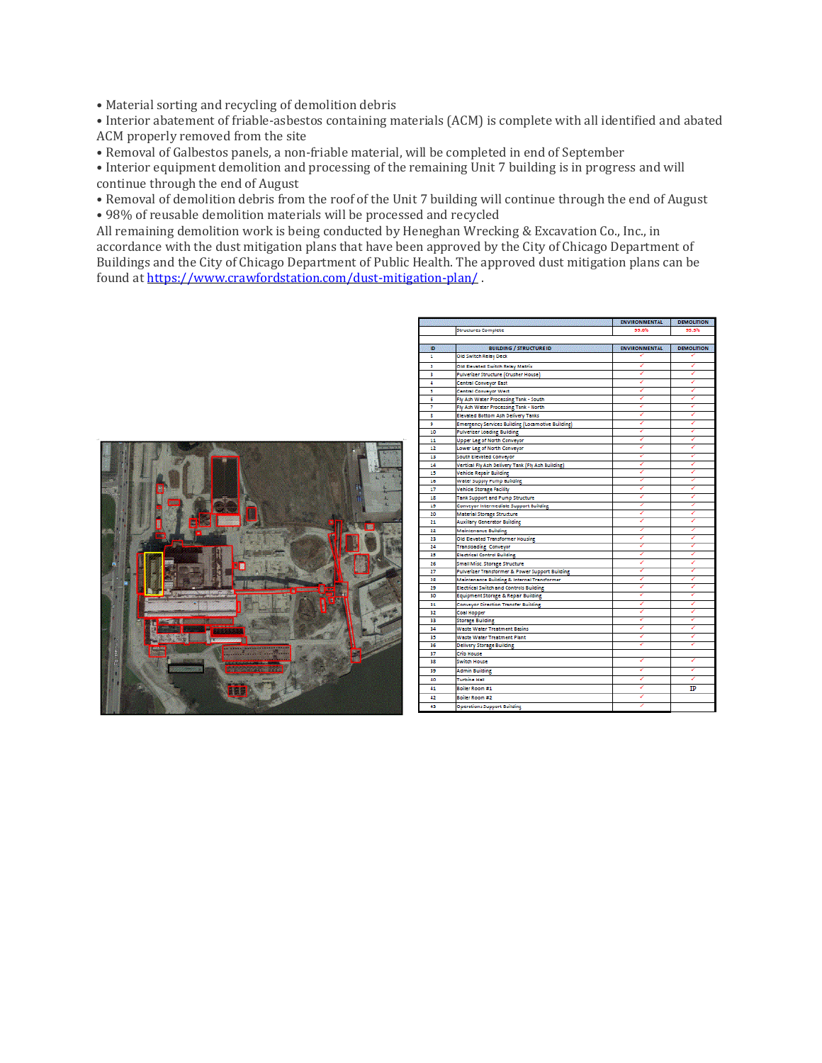• Material sorting and recycling of demolition debris
• Interior abatement of friable-asbestos containing materials (ACM) is complete with all identified and abated ACM properly removed from the site
• Removal of Galbestos panels, a non-friable material, will be completed in end of September
• Interior equipment demolition and processing of the remaining Unit 7 building is in progress and will continue through the end of August
• Removal of demolition debris from the roof of the Unit 7 building will continue through the end of August
• 98% of reusable demolition materials will be processed and recycled

All remaining demolition work is being conducted by Heneghan Wrecking & Excavation Co., Inc., in accordance with the dust mitigation plans that have been approved by the City of Chicago Department of Buildings and the City of Chicago Department of Public Health. The approved dust mitigation plans can be found at https://www.crawfordstation.com/dust-mitigation-plan/ .

| | | ENVIRONMENTAL | DEMOLITION |
|---|---|---|---|
| | Structures Complete | 99.0% | 95.5% |
| ID | BUILDING / STRUCTURE ID | ENVIRONMENTAL | DEMOLITION |
| 1 | Old Switch Relay Deck | ✓ | ✓ |
| 2 | Old Elevated Switch Relay Matrix | ✓ | ✓ |
| 3 | Pulverizer Structure (Crusher House) | ✓ | ✓ |
| 4 | Central Conveyor East | ✓ | ✓ |
| 5 | Central Conveyor West | ✓ | ✓ |
| 6 | Fly Ash Water Processing Tank - South | ✓ | ✓ |
| 7 | Fly Ash Water Processing Tank - North | ✓ | ✓ |
| 8 | Elevated Bottom Ash Delivery Tanks | ✓ | ✓ |
| 9 | Emergency Services Building (Locomotive Building) | ✓ | ✓ |
| 10 | Pulverizer Loading Building | ✓ | ✓ |
| 11 | Upper Leg of North Conveyor | ✓ | ✓ |
| 12 | Lower Leg of North Conveyor | ✓ | ✓ |
| 13 | South Elevated Conveyor | ✓ | ✓ |
| 14 | Vertical Fly Ash Delivery Tank (Fly Ash Building) | ✓ | ✓ |
| 15 | Vehicle Repair Building | ✓ | ✓ |
| 16 | Water Supply Pump Building | ✓ | ✓ |
| 17 | Vehicle Storage Facility | ✓ | ✓ |
| 18 | Tank Support and Pump Structure | ✓ | ✓ |
| 19 | Conveyor Intermediate Support Building | ✓ | ✓ |
| 20 | Material Storage Structure | ✓ | ✓ |
| 21 | Auxiliary Generator Building | ✓ | ✓ |
| 22 | Maintenance Building | ✓ | ✓ |
| 23 | Old Elevated Transformer Housing | ✓ | ✓ |
| 24 | Transloading Conveyor | ✓ | ✓ |
| 25 | Electrical Control Building | ✓ | ✓ |
| 26 | Small Misc. Storage Structure | ✓ | ✓ |
| 27 | Pulverizer Transformer & Power Support Building | ✓ | ✓ |
| 28 | Maintenance Building & Internal Transformer | ✓ | ✓ |
| 29 | Electrical Switch and Controls Building | ✓ | ✓ |
| 30 | Equipment Storage & Repair Building | ✓ | ✓ |
| 31 | Conveyor Direction Transfer Building | ✓ | ✓ |
| 32 | Coal Hopper | ✓ | ✓ |
| 33 | Storage Building | ✓ | ✓ |
| 34 | Waste Water Treatment Basins | ✓ | ✓ |
| 35 | Waste Water Treatment Plant | ✓ | ✓ |
| 36 | Delivery Storage Building | ✓ | ✓ |
| 37 | Crib House | | |
| 38 | Switch House | ✓ | ✓ |
| 39 | Admin Building | ✓ | ✓ |
| 40 | Turbine Hall | ✓ | ✓ |
| 41 | Boiler Room #1 | ✓ | IP |
| 42 | Boiler Room #2 | ✓ | |
| 43 | Operations Support Building | ✓ | |